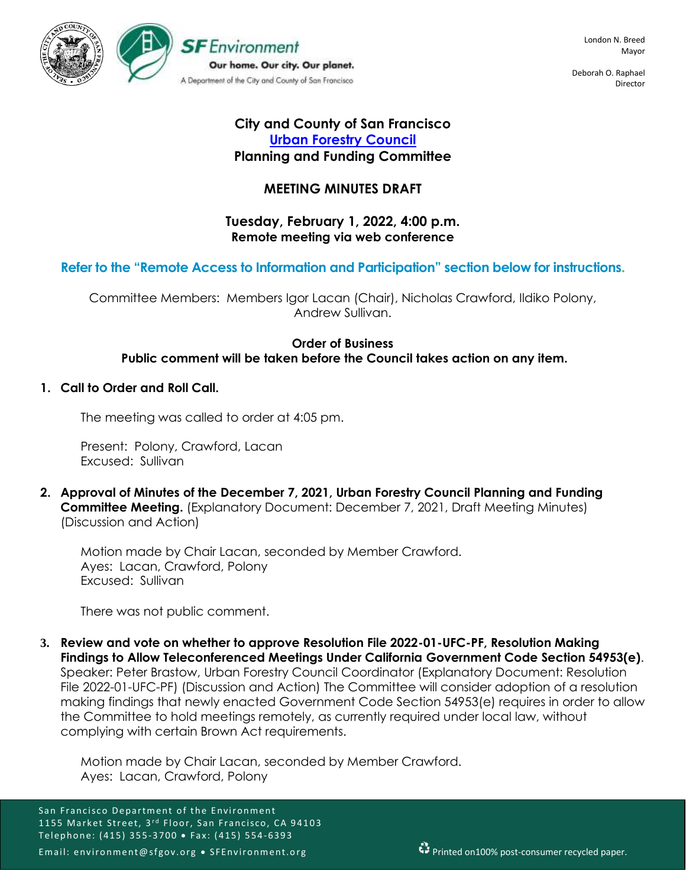London N. Breed
Mayor

Deborah O. Raphael
Director

# City and County of San Francisco
# Urban Forestry Council
# Planning and Funding Committee

## MEETING MINUTES DRAFT

### Tuesday, February 1, 2022, 4:00 p.m.
**Remote meeting via web conference**

**Refer to the "Remote Access to Information and Participation" section below for instructions.**

Committee Members: Members Igor Lacan (Chair), Nicholas Crawford, Ildiko Polony, Andrew Sullivan.

**Order of Business**
**Public comment will be taken before the Council takes action on any item.**

1. **Call to Order and Roll Call.**

   The meeting was called to order at 4:05 pm.

   Present: Polony, Crawford, Lacan
   Excused: Sullivan

2. **Approval of Minutes of the December 7, 2021, Urban Forestry Council Planning and Funding Committee Meeting.** (Explanatory Document: December 7, 2021, Draft Meeting Minutes) (Discussion and Action)

   Motion made by Chair Lacan, seconded by Member Crawford.
   Ayes: Lacan, Crawford, Polony
   Excused: Sullivan

   There was not public comment.

3. **Review and vote on whether to approve Resolution File 2022-01-UFC-PF, Resolution Making Findings to Allow Teleconferenced Meetings Under California Government Code Section 54953(e)**. Speaker: Peter Brastow, Urban Forestry Council Coordinator (Explanatory Document: Resolution File 2022-01-UFC-PF) (Discussion and Action) The Committee will consider adoption of a resolution making findings that newly enacted Government Code Section 54953(e) requires in order to allow the Committee to hold meetings remotely, as currently required under local law, without complying with certain Brown Act requirements.

   Motion made by Chair Lacan, seconded by Member Crawford.
   Ayes: Lacan, Crawford, Polony

San Francisco Department of the Environment
1155 Market Street, 3rd Floor, San Francisco, CA 94103
Telephone: (415) 355-3700 • Fax: (415) 554-6393
Email: environment@sfgov.org • SFEnvironment.org

Printed on100% post-consumer recycled paper.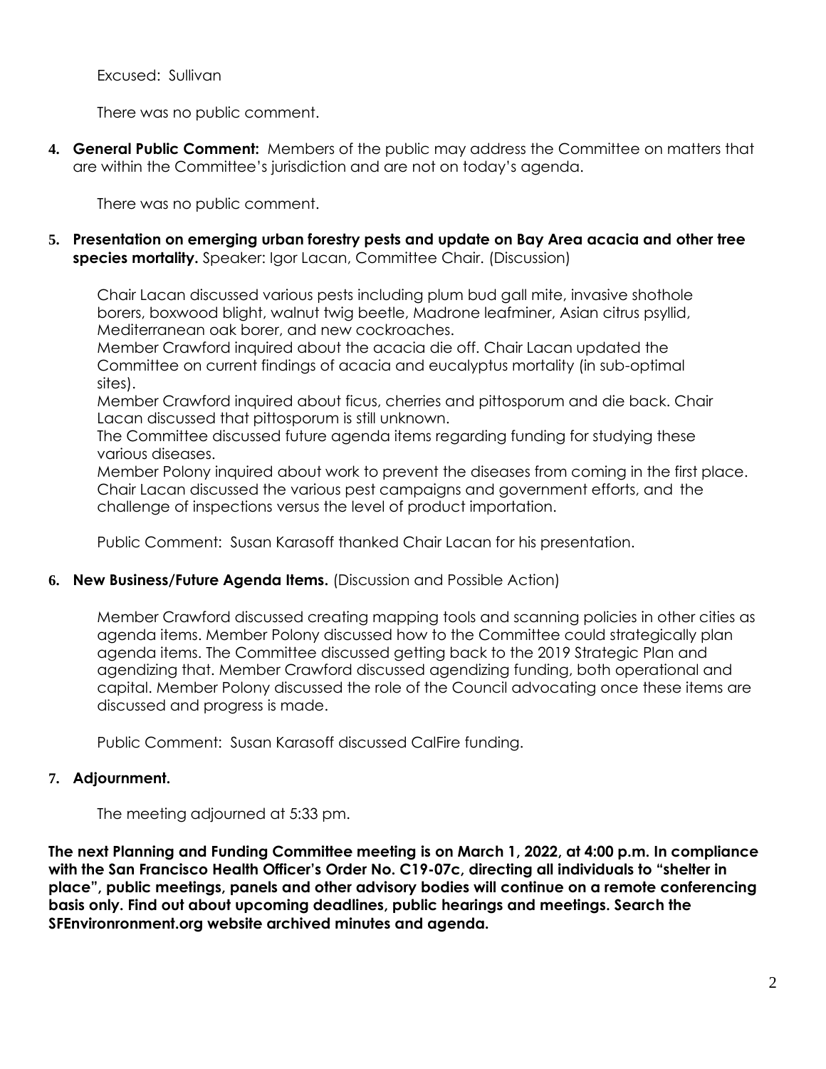Excused: Sullivan

There was no public comment.

4. **General Public Comment:** Members of the public may address the Committee on matters that are within the Committee's jurisdiction and are not on today's agenda.

   There was no public comment.

5. **Presentation on emerging urban forestry pests and update on Bay Area acacia and other tree species mortality.** Speaker: Igor Lacan, Committee Chair. (Discussion)

   Chair Lacan discussed various pests including plum bud gall mite, invasive shothole borers, boxwood blight, walnut twig beetle, Madrone leafminer, Asian citrus psyllid, Mediterranean oak borer, and new cockroaches.
   Member Crawford inquired about the acacia die off. Chair Lacan updated the Committee on current findings of acacia and eucalyptus mortality (in sub-optimal sites).
   Member Crawford inquired about ficus, cherries and pittosporum and die back. Chair Lacan discussed that pittosporum is still unknown.
   The Committee discussed future agenda items regarding funding for studying these various diseases.
   Member Polony inquired about work to prevent the diseases from coming in the first place. Chair Lacan discussed the various pest campaigns and government efforts, and the challenge of inspections versus the level of product importation.

   Public Comment: Susan Karasoff thanked Chair Lacan for his presentation.

6. **New Business/Future Agenda Items.** (Discussion and Possible Action)

   Member Crawford discussed creating mapping tools and scanning policies in other cities as agenda items. Member Polony discussed how to the Committee could strategically plan agenda items. The Committee discussed getting back to the 2019 Strategic Plan and agendizing that. Member Crawford discussed agendizing funding, both operational and capital. Member Polony discussed the role of the Council advocating once these items are discussed and progress is made.

   Public Comment: Susan Karasoff discussed CalFire funding.

7. **Adjournment.**

   The meeting adjourned at 5:33 pm.

**The next Planning and Funding Committee meeting is on March 1, 2022, at 4:00 p.m. In compliance with the San Francisco Health Officer's Order No. C19-07c, directing all individuals to "shelter in place", public meetings, panels and other advisory bodies will continue on a remote conferencing basis only. Find out about upcoming deadlines, public hearings and meetings. Search the SFEnvironronment.org website archived minutes and agenda.**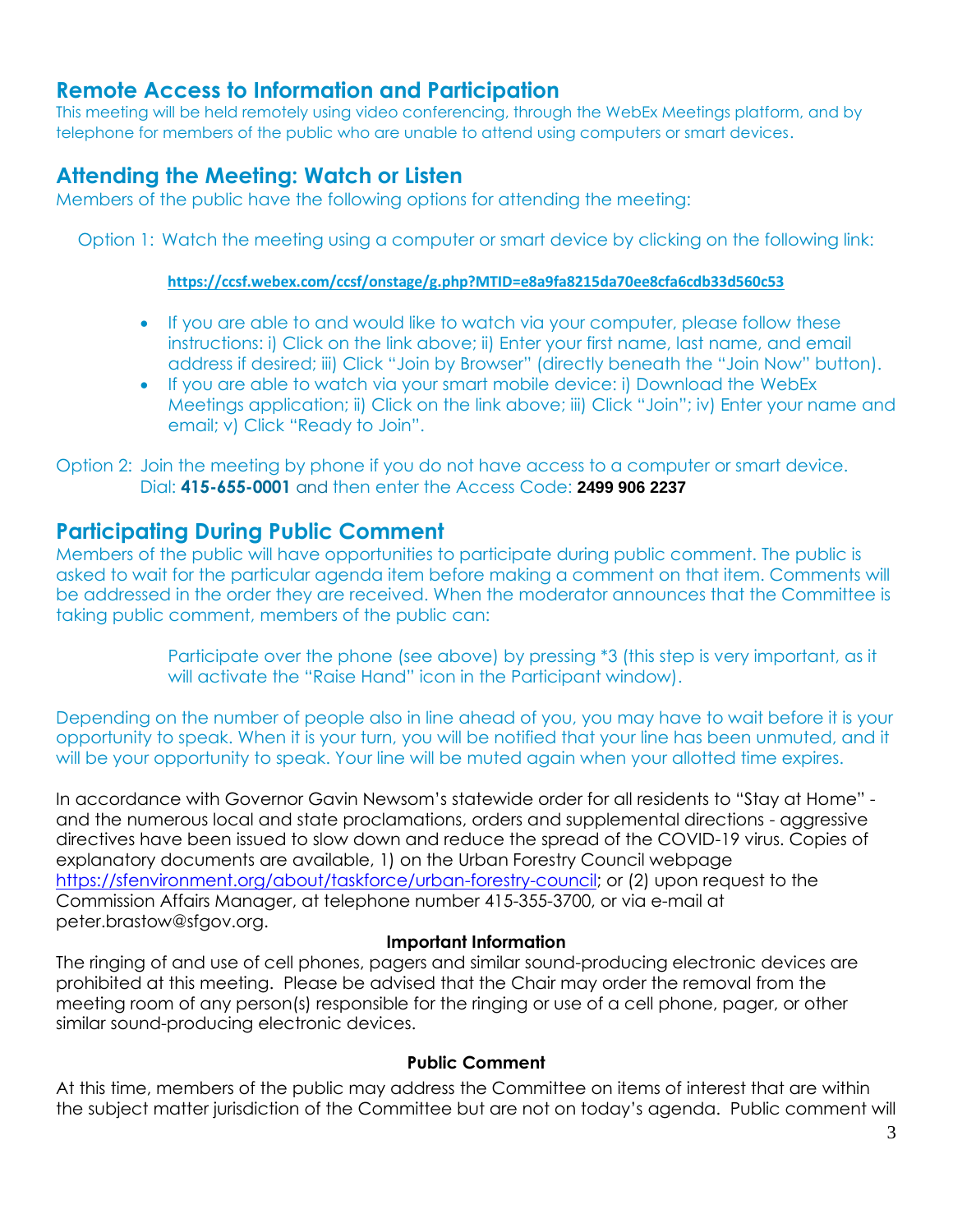## Remote Access to Information and Participation

This meeting will be held remotely using video conferencing, through the WebEx Meetings platform, and by telephone for members of the public who are unable to attend using computers or smart devices.

## Attending the Meeting: Watch or Listen

Members of the public have the following options for attending the meeting:

Option 1: Watch the meeting using a computer or smart device by clicking on the following link:

**https://ccsf.webex.com/ccsf/onstage/g.php?MTID=e8a9fa8215da70ee8cfa6cdb33d560c53**

- If you are able to and would like to watch via your computer, please follow these instructions: i) Click on the link above; ii) Enter your first name, last name, and email address if desired; iii) Click "Join by Browser" (directly beneath the "Join Now" button).
- If you are able to watch via your smart mobile device: i) Download the WebEx Meetings application; ii) Click on the link above; iii) Click "Join"; iv) Enter your name and email; v) Click "Ready to Join".

Option 2: Join the meeting by phone if you do not have access to a computer or smart device. Dial: **415-655-0001** and then enter the Access Code: **2499 906 2237**

## Participating During Public Comment

Members of the public will have opportunities to participate during public comment. The public is asked to wait for the particular agenda item before making a comment on that item. Comments will be addressed in the order they are received. When the moderator announces that the Committee is taking public comment, members of the public can:

Participate over the phone (see above) by pressing *3 (this step is very important, as it will activate the "Raise Hand" icon in the Participant window).

Depending on the number of people also in line ahead of you, you may have to wait before it is your opportunity to speak. When it is your turn, you will be notified that your line has been unmuted, and it will be your opportunity to speak. Your line will be muted again when your allotted time expires.

In accordance with Governor Gavin Newsom's statewide order for all residents to "Stay at Home" - and the numerous local and state proclamations, orders and supplemental directions - aggressive directives have been issued to slow down and reduce the spread of the COVID-19 virus. Copies of explanatory documents are available, 1) on the Urban Forestry Council webpage https://sfenvironment.org/about/taskforce/urban-forestry-council; or (2) upon request to the Commission Affairs Manager, at telephone number 415-355-3700, or via e-mail at peter.brastow@sfgov.org.

**Important Information**

The ringing of and use of cell phones, pagers and similar sound-producing electronic devices are prohibited at this meeting. Please be advised that the Chair may order the removal from the meeting room of any person(s) responsible for the ringing or use of a cell phone, pager, or other similar sound-producing electronic devices.

**Public Comment**

At this time, members of the public may address the Committee on items of interest that are within the subject matter jurisdiction of the Committee but are not on today's agenda. Public comment will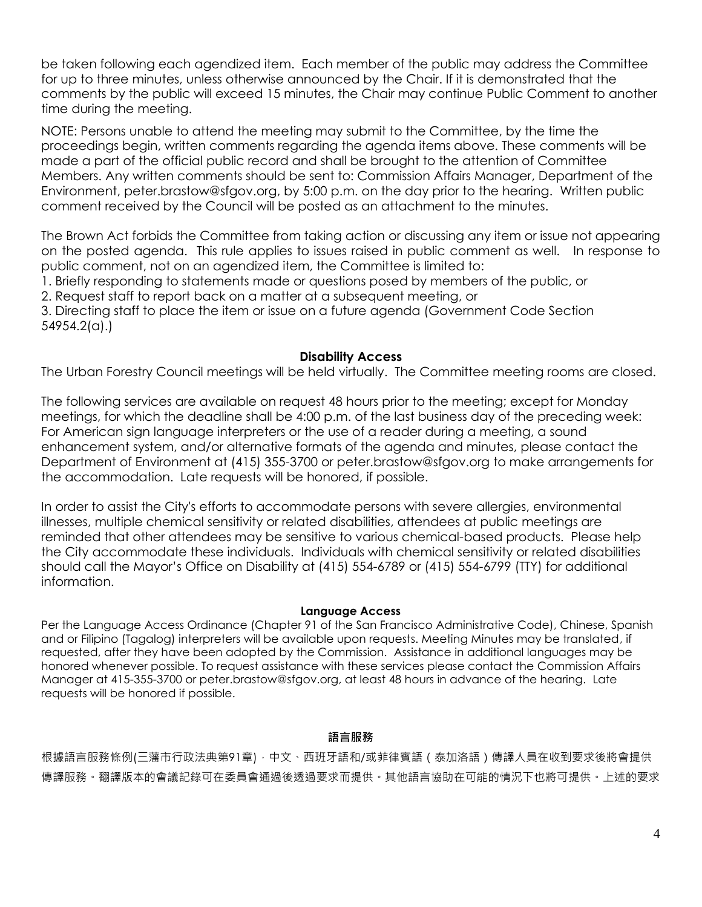be taken following each agendized item. Each member of the public may address the Committee for up to three minutes, unless otherwise announced by the Chair. If it is demonstrated that the comments by the public will exceed 15 minutes, the Chair may continue Public Comment to another time during the meeting.

NOTE: Persons unable to attend the meeting may submit to the Committee, by the time the proceedings begin, written comments regarding the agenda items above. These comments will be made a part of the official public record and shall be brought to the attention of Committee Members. Any written comments should be sent to: Commission Affairs Manager, Department of the Environment, peter.brastow@sfgov.org, by 5:00 p.m. on the day prior to the hearing. Written public comment received by the Council will be posted as an attachment to the minutes.

The Brown Act forbids the Committee from taking action or discussing any item or issue not appearing on the posted agenda. This rule applies to issues raised in public comment as well. In response to public comment, not on an agendized item, the Committee is limited to:

1. Briefly responding to statements made or questions posed by members of the public, or
2. Request staff to report back on a matter at a subsequent meeting, or
3. Directing staff to place the item or issue on a future agenda (Government Code Section 54954.2(a).)

### Disability Access

The Urban Forestry Council meetings will be held virtually. The Committee meeting rooms are closed.

The following services are available on request 48 hours prior to the meeting; except for Monday meetings, for which the deadline shall be 4:00 p.m. of the last business day of the preceding week: For American sign language interpreters or the use of a reader during a meeting, a sound enhancement system, and/or alternative formats of the agenda and minutes, please contact the Department of Environment at (415) 355-3700 or peter.brastow@sfgov.org to make arrangements for the accommodation. Late requests will be honored, if possible.

In order to assist the City's efforts to accommodate persons with severe allergies, environmental illnesses, multiple chemical sensitivity or related disabilities, attendees at public meetings are reminded that other attendees may be sensitive to various chemical-based products. Please help the City accommodate these individuals. Individuals with chemical sensitivity or related disabilities should call the Mayor's Office on Disability at (415) 554-6789 or (415) 554-6799 (TTY) for additional information.

### Language Access

Per the Language Access Ordinance (Chapter 91 of the San Francisco Administrative Code), Chinese, Spanish and or Filipino (Tagalog) interpreters will be available upon requests. Meeting Minutes may be translated, if requested, after they have been adopted by the Commission. Assistance in additional languages may be honored whenever possible. To request assistance with these services please contact the Commission Affairs Manager at 415-355-3700 or peter.brastow@sfgov.org, at least 48 hours in advance of the hearing. Late requests will be honored if possible.

### 語言服務

根據語言服務條例(三藩市行政法典第91章)，中文、西班牙語和/或菲律賓語（泰加洛語）傳譯人員在收到要求後將會提供傳譯服務。翻譯版本的會議記錄可在委員會通過後透過要求而提供。其他語言協助在可能的情況下也將可提供。上述的要求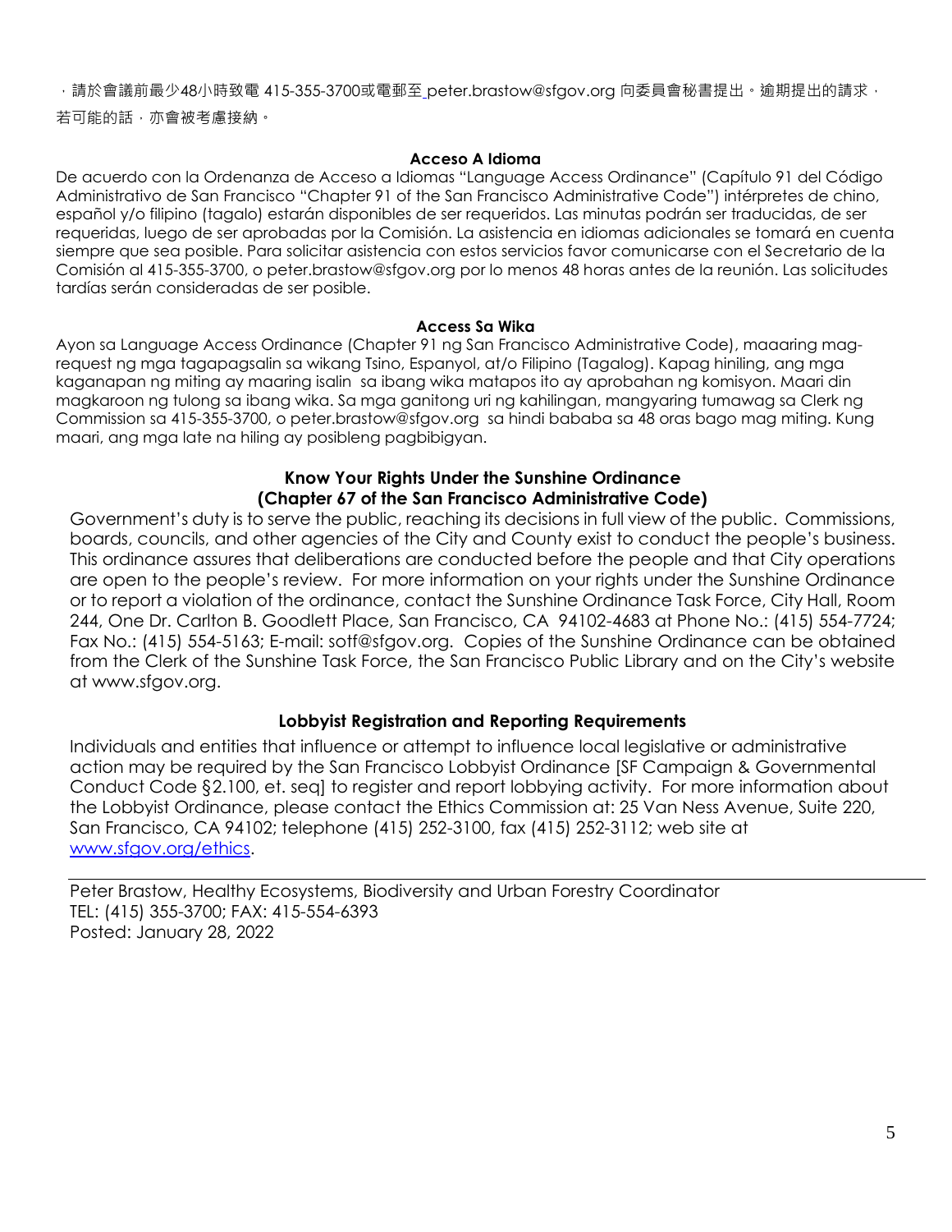，請於會議前最少48小時致電 415-355-3700或電郵至 peter.brastow@sfgov.org 向委員會秘書提出。逾期提出的請求，若可能的話，亦會被考慮接納。

**Acceso A Idioma**

De acuerdo con la Ordenanza de Acceso a Idiomas "Language Access Ordinance" (Capítulo 91 del Código Administrativo de San Francisco "Chapter 91 of the San Francisco Administrative Code") intérpretes de chino, español y/o filipino (tagalo) estarán disponibles de ser requeridos. Las minutas podrán ser traducidas, de ser requeridas, luego de ser aprobadas por la Comisión. La asistencia en idiomas adicionales se tomará en cuenta siempre que sea posible. Para solicitar asistencia con estos servicios favor comunicarse con el Secretario de la Comisión al 415-355-3700, o peter.brastow@sfgov.org por lo menos 48 horas antes de la reunión. Las solicitudes tardías serán consideradas de ser posible.

**Access Sa Wika**

Ayon sa Language Access Ordinance (Chapter 91 ng San Francisco Administrative Code), maaaring mag-request ng mga tagapagsalin sa wikang Tsino, Espanyol, at/o Filipino (Tagalog). Kapag hiniling, ang mga kaganapan ng miting ay maaring isalin sa ibang wika matapos ito ay aprobahan ng komisyon. Maari din magkaroon ng tulong sa ibang wika. Sa mga ganitong uri ng kahilingan, mangyaring tumawag sa Clerk ng Commission sa 415-355-3700, o peter.brastow@sfgov.org sa hindi bababa sa 48 oras bago mag miting. Kung maari, ang mga late na hiling ay posibleng pagbibigyan.

**Know Your Rights Under the Sunshine Ordinance**
**(Chapter 67 of the San Francisco Administrative Code)**

Government's duty is to serve the public, reaching its decisions in full view of the public. Commissions, boards, councils, and other agencies of the City and County exist to conduct the people's business. This ordinance assures that deliberations are conducted before the people and that City operations are open to the people's review. For more information on your rights under the Sunshine Ordinance or to report a violation of the ordinance, contact the Sunshine Ordinance Task Force, City Hall, Room 244, One Dr. Carlton B. Goodlett Place, San Francisco, CA 94102-4683 at Phone No.: (415) 554-7724; Fax No.: (415) 554-5163; E-mail: sotf@sfgov.org. Copies of the Sunshine Ordinance can be obtained from the Clerk of the Sunshine Task Force, the San Francisco Public Library and on the City's website at www.sfgov.org.

**Lobbyist Registration and Reporting Requirements**

Individuals and entities that influence or attempt to influence local legislative or administrative action may be required by the San Francisco Lobbyist Ordinance [SF Campaign & Governmental Conduct Code §2.100, et. seq] to register and report lobbying activity. For more information about the Lobbyist Ordinance, please contact the Ethics Commission at: 25 Van Ness Avenue, Suite 220, San Francisco, CA 94102; telephone (415) 252-3100, fax (415) 252-3112; web site at www.sfgov.org/ethics.

---

Peter Brastow, Healthy Ecosystems, Biodiversity and Urban Forestry Coordinator
TEL: (415) 355-3700; FAX: 415-554-6393
Posted: January 28, 2022